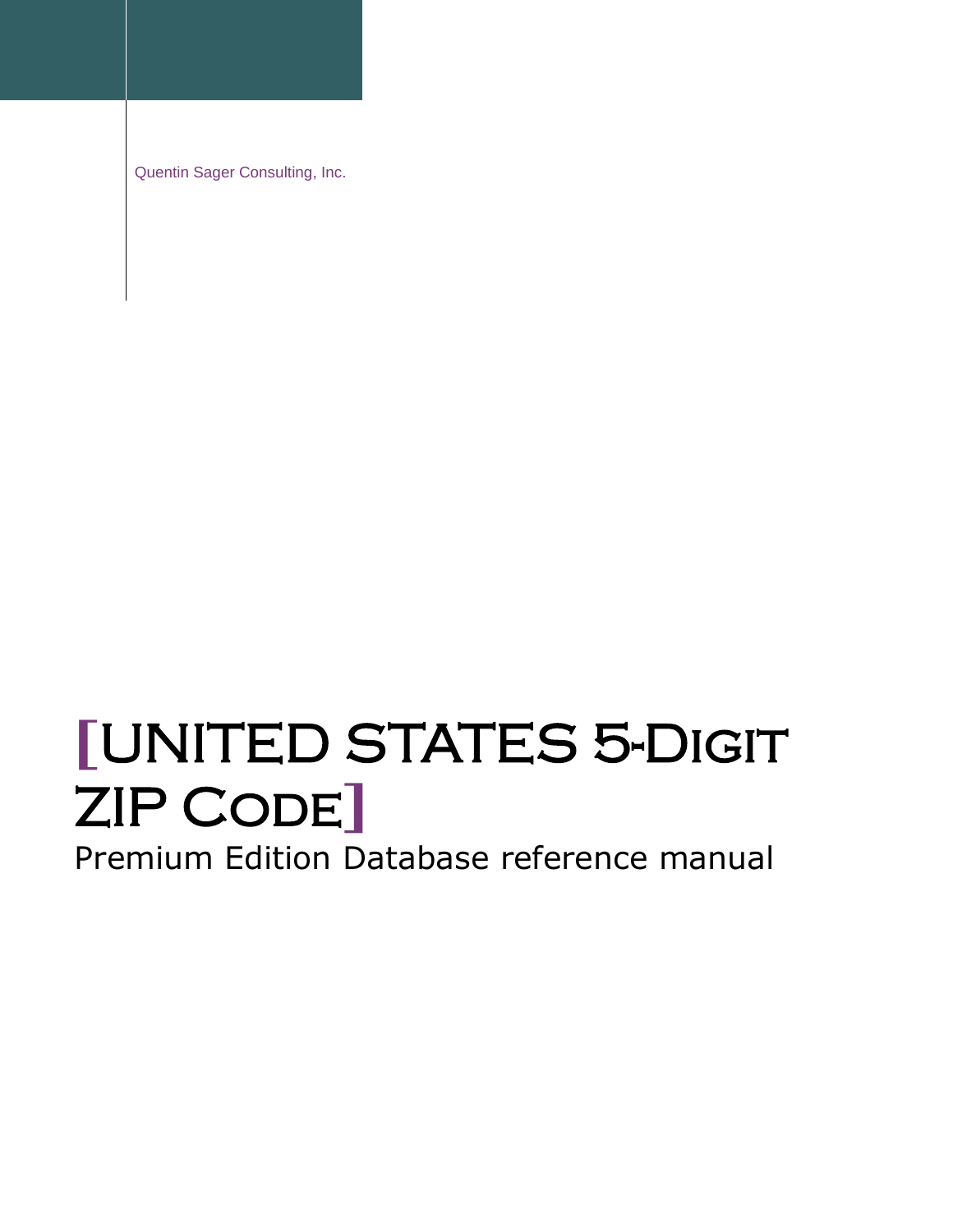Quentin Sager Consulting, Inc.

# [UNITED STATES 5-Digit ZIP Code]

Premium Edition Database reference manual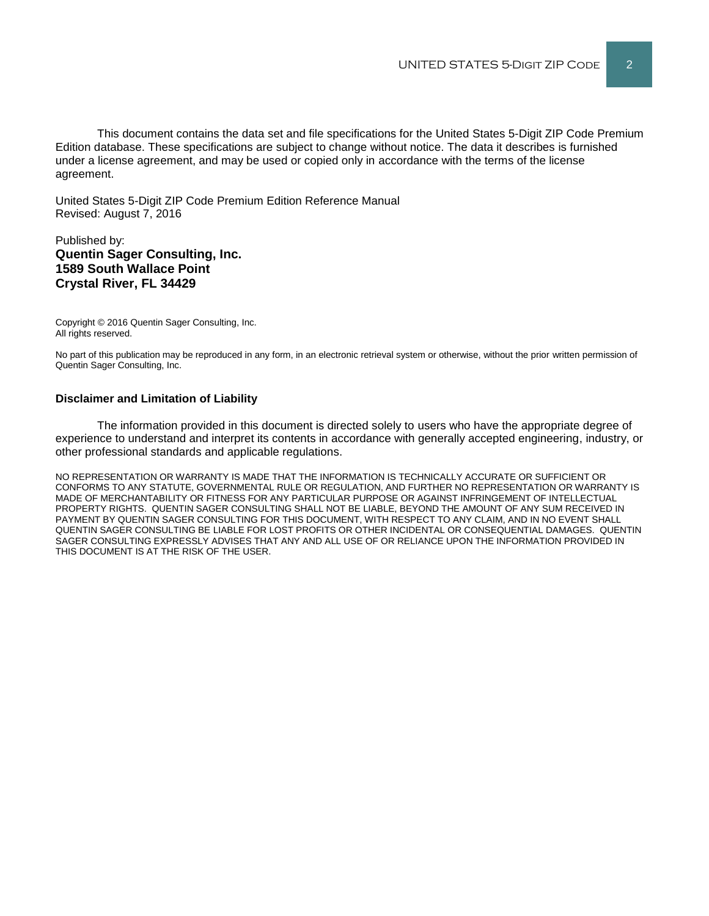This document contains the data set and file specifications for the United States 5-Digit ZIP Code Premium Edition database. These specifications are subject to change without notice. The data it describes is furnished under a license agreement, and may be used or copied only in accordance with the terms of the license agreement.

United States 5-Digit ZIP Code Premium Edition Reference Manual
Revised: August 7, 2016

Published by:
**Quentin Sager Consulting, Inc.**
**1589 South Wallace Point**
**Crystal River, FL 34429**

Copyright © 2016 Quentin Sager Consulting, Inc.
All rights reserved.

No part of this publication may be reproduced in any form, in an electronic retrieval system or otherwise, without the prior written permission of Quentin Sager Consulting, Inc.

**Disclaimer and Limitation of Liability**

The information provided in this document is directed solely to users who have the appropriate degree of experience to understand and interpret its contents in accordance with generally accepted engineering, industry, or other professional standards and applicable regulations.

NO REPRESENTATION OR WARRANTY IS MADE THAT THE INFORMATION IS TECHNICALLY ACCURATE OR SUFFICIENT OR CONFORMS TO ANY STATUTE, GOVERNMENTAL RULE OR REGULATION, AND FURTHER NO REPRESENTATION OR WARRANTY IS MADE OF MERCHANTABILITY OR FITNESS FOR ANY PARTICULAR PURPOSE OR AGAINST INFRINGEMENT OF INTELLECTUAL PROPERTY RIGHTS. QUENTIN SAGER CONSULTING SHALL NOT BE LIABLE, BEYOND THE AMOUNT OF ANY SUM RECEIVED IN PAYMENT BY QUENTIN SAGER CONSULTING FOR THIS DOCUMENT, WITH RESPECT TO ANY CLAIM, AND IN NO EVENT SHALL QUENTIN SAGER CONSULTING BE LIABLE FOR LOST PROFITS OR OTHER INCIDENTAL OR CONSEQUENTIAL DAMAGES. QUENTIN SAGER CONSULTING EXPRESSLY ADVISES THAT ANY AND ALL USE OF OR RELIANCE UPON THE INFORMATION PROVIDED IN THIS DOCUMENT IS AT THE RISK OF THE USER.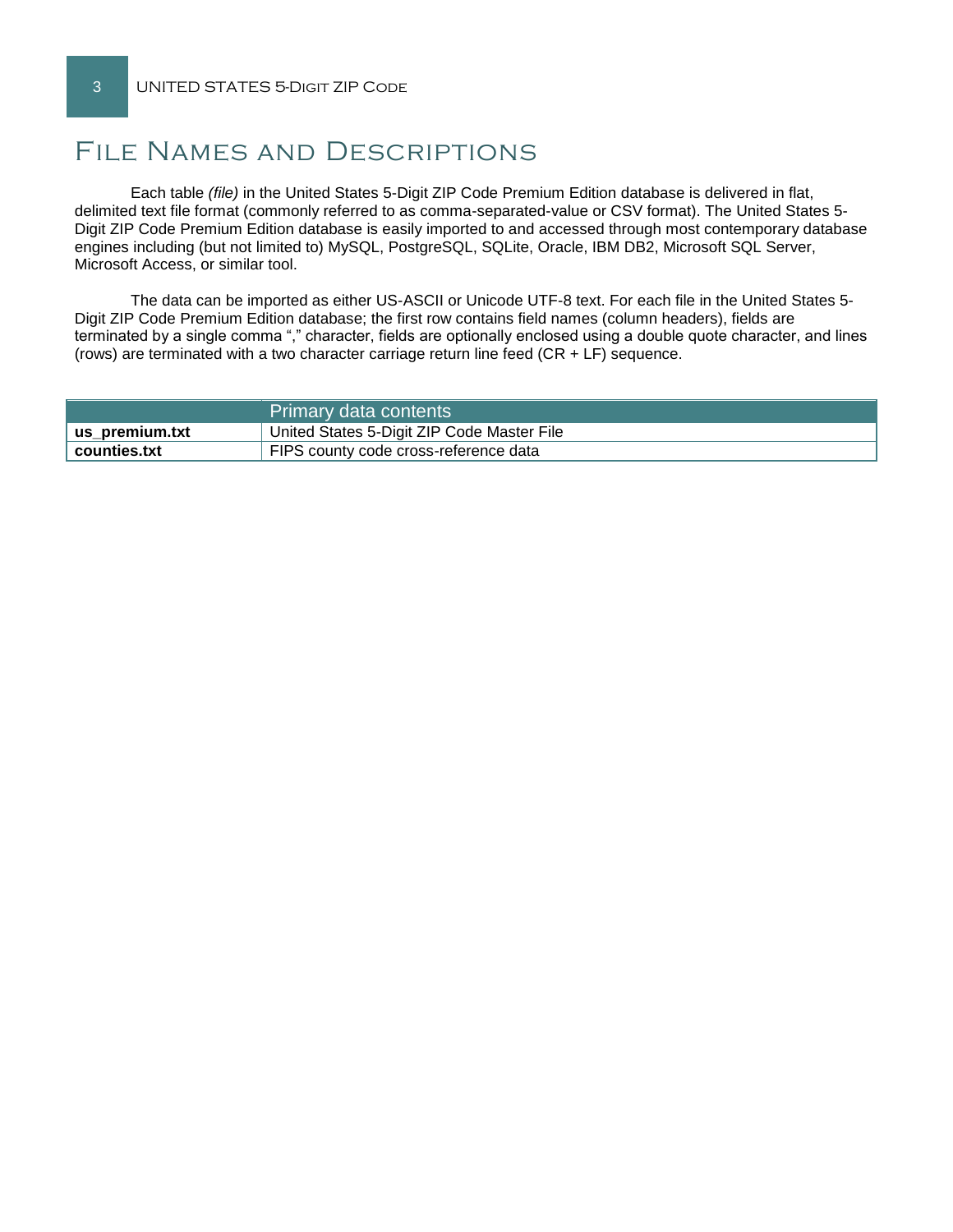# File Names and Descriptions

Each table *(file)* in the United States 5-Digit ZIP Code Premium Edition database is delivered in flat, delimited text file format (commonly referred to as comma-separated-value or CSV format). The United States 5-Digit ZIP Code Premium Edition database is easily imported to and accessed through most contemporary database engines including (but not limited to) MySQL, PostgreSQL, SQLite, Oracle, IBM DB2, Microsoft SQL Server, Microsoft Access, or similar tool.

The data can be imported as either US-ASCII or Unicode UTF-8 text. For each file in the United States 5-Digit ZIP Code Premium Edition database; the first row contains field names (column headers), fields are terminated by a single comma "," character, fields are optionally enclosed using a double quote character, and lines (rows) are terminated with a two character carriage return line feed (CR + LF) sequence.

| | Primary data contents |
|---|---|
| **us_premium.txt** | United States 5-Digit ZIP Code Master File |
| **counties.txt** | FIPS county code cross-reference data |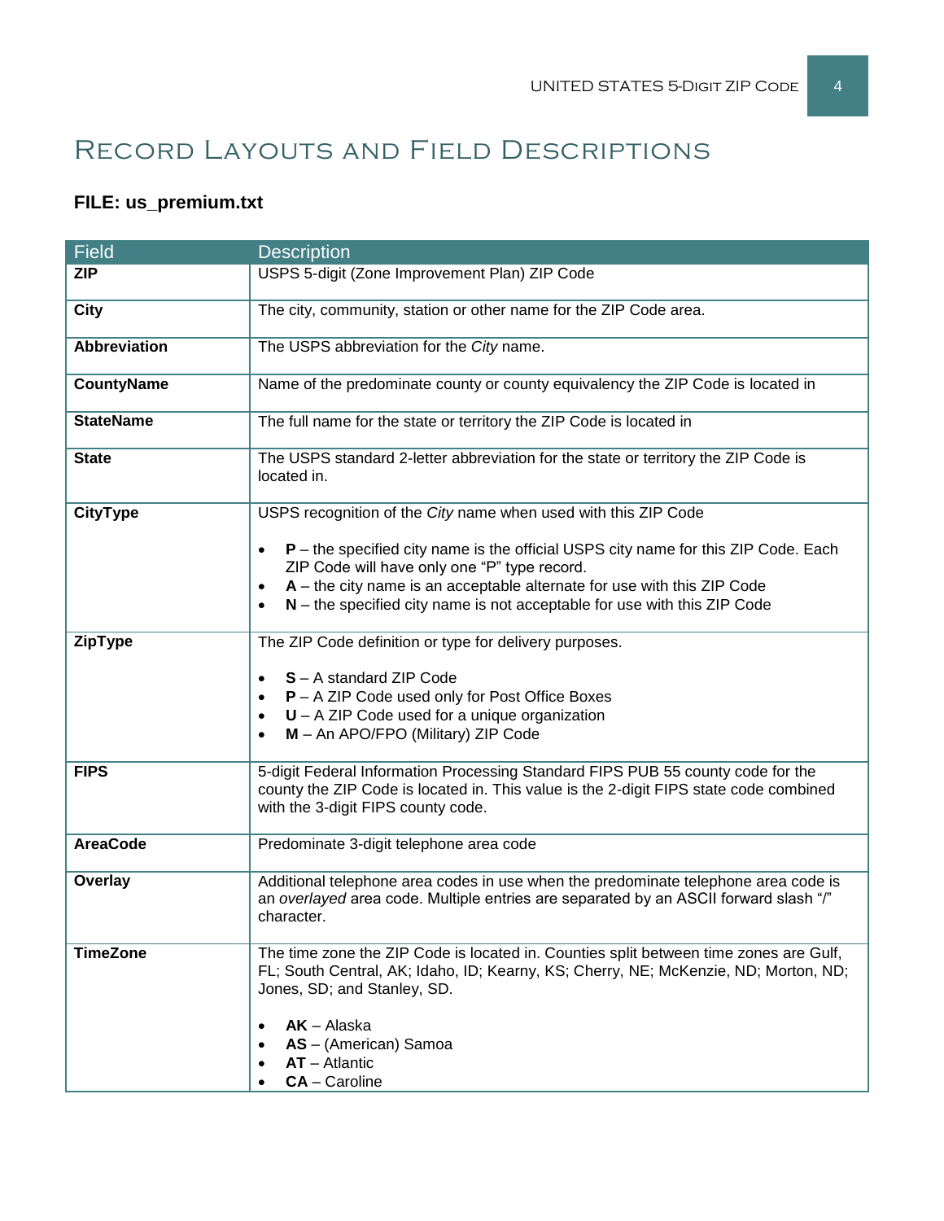# Record Layouts and Field Descriptions

**FILE: us_premium.txt**

| Field | Description |
|---|---|
| **ZIP** | USPS 5-digit (Zone Improvement Plan) ZIP Code |
| **City** | The city, community, station or other name for the ZIP Code area. |
| **Abbreviation** | The USPS abbreviation for the *City* name. |
| **CountyName** | Name of the predominate county or county equivalency the ZIP Code is located in |
| **StateName** | The full name for the state or territory the ZIP Code is located in |
| **State** | The USPS standard 2-letter abbreviation for the state or territory the ZIP Code is located in. |
| **CityType** | USPS recognition of the *City* name when used with this ZIP Code<br><br>• **P** – the specified city name is the official USPS city name for this ZIP Code. Each ZIP Code will have only one "P" type record.<br>• **A** – the city name is an acceptable alternate for use with this ZIP Code<br>• **N** – the specified city name is not acceptable for use with this ZIP Code |
| **ZipType** | The ZIP Code definition or type for delivery purposes.<br><br>• **S** – A standard ZIP Code<br>• **P** – A ZIP Code used only for Post Office Boxes<br>• **U** – A ZIP Code used for a unique organization<br>• **M** – An APO/FPO (Military) ZIP Code |
| **FIPS** | 5-digit Federal Information Processing Standard FIPS PUB 55 county code for the county the ZIP Code is located in. This value is the 2-digit FIPS state code combined with the 3-digit FIPS county code. |
| **AreaCode** | Predominate 3-digit telephone area code |
| **Overlay** | Additional telephone area codes in use when the predominate telephone area code is an *overlayed* area code. Multiple entries are separated by an ASCII forward slash "/" character. |
| **TimeZone** | The time zone the ZIP Code is located in. Counties split between time zones are Gulf, FL; South Central, AK; Idaho, ID; Kearny, KS; Cherry, NE; McKenzie, ND; Morton, ND; Jones, SD; and Stanley, SD.<br><br>• **AK** – Alaska<br>• **AS** – (American) Samoa<br>• **AT** – Atlantic<br>• **CA** – Caroline |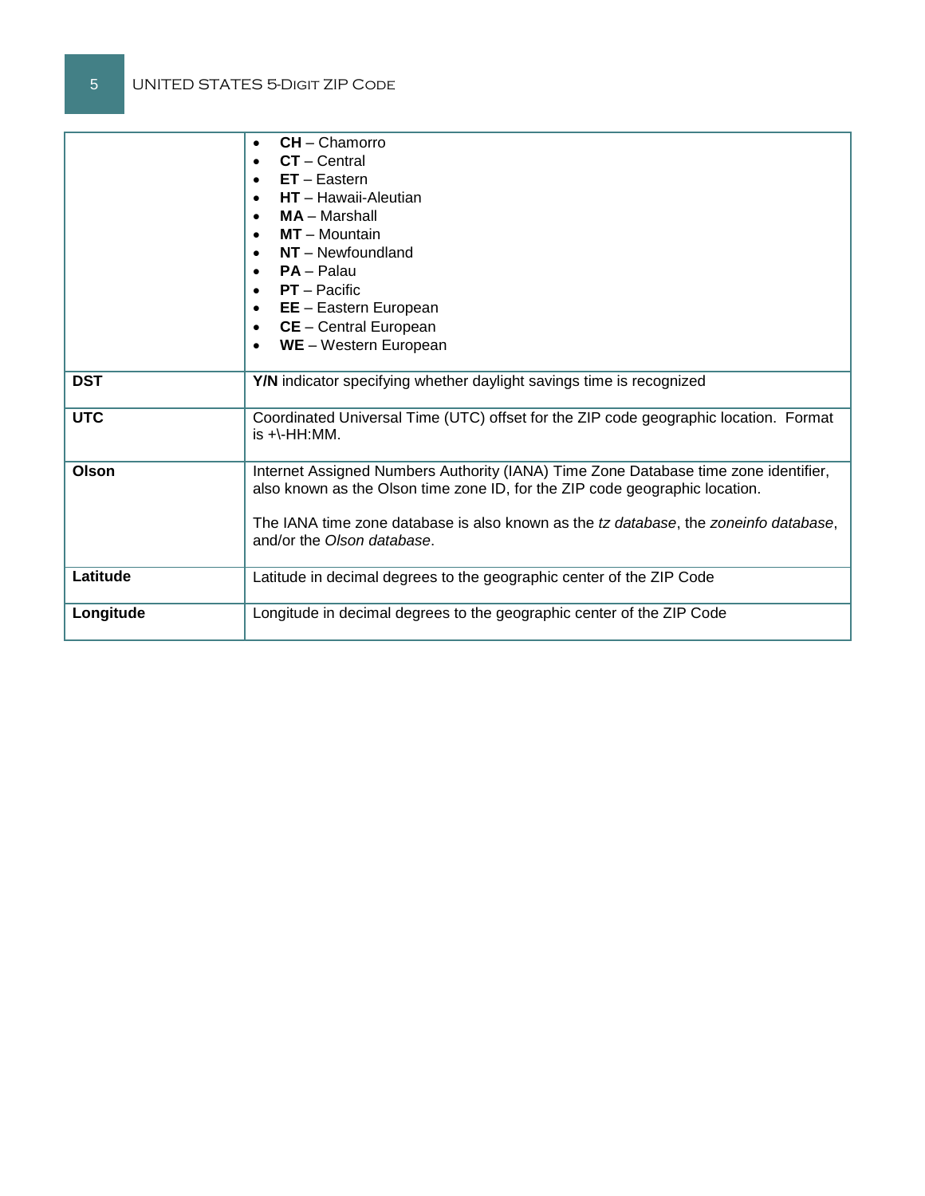| | |
|---|---|
| | • **CH** – Chamorro<br>• **CT** – Central<br>• **ET** – Eastern<br>• **HT** – Hawaii-Aleutian<br>• **MA** – Marshall<br>• **MT** – Mountain<br>• **NT** – Newfoundland<br>• **PA** – Palau<br>• **PT** – Pacific<br>• **EE** – Eastern European<br>• **CE** – Central European<br>• **WE** – Western European |
| **DST** | **Y/N** indicator specifying whether daylight savings time is recognized |
| **UTC** | Coordinated Universal Time (UTC) offset for the ZIP code geographic location. Format is +\-HH:MM. |
| **Olson** | Internet Assigned Numbers Authority (IANA) Time Zone Database time zone identifier, also known as the Olson time zone ID, for the ZIP code geographic location.<br><br>The IANA time zone database is also known as the *tz database*, the *zoneinfo database*, and/or the *Olson database*. |
| **Latitude** | Latitude in decimal degrees to the geographic center of the ZIP Code |
| **Longitude** | Longitude in decimal degrees to the geographic center of the ZIP Code |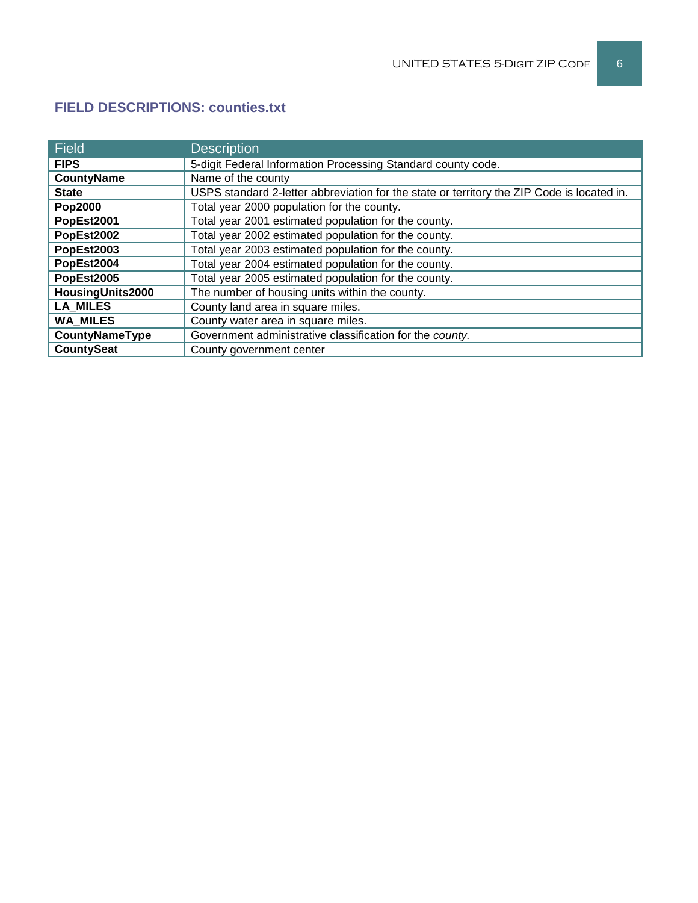## FIELD DESCRIPTIONS: counties.txt

| Field | Description |
|---|---|
| **FIPS** | 5-digit Federal Information Processing Standard county code. |
| **CountyName** | Name of the county |
| **State** | USPS standard 2-letter abbreviation for the state or territory the ZIP Code is located in. |
| **Pop2000** | Total year 2000 population for the county. |
| **PopEst2001** | Total year 2001 estimated population for the county. |
| **PopEst2002** | Total year 2002 estimated population for the county. |
| **PopEst2003** | Total year 2003 estimated population for the county. |
| **PopEst2004** | Total year 2004 estimated population for the county. |
| **PopEst2005** | Total year 2005 estimated population for the county. |
| **HousingUnits2000** | The number of housing units within the county. |
| **LA_MILES** | County land area in square miles. |
| **WA_MILES** | County water area in square miles. |
| **CountyNameType** | Government administrative classification for the *county*. |
| **CountySeat** | County government center |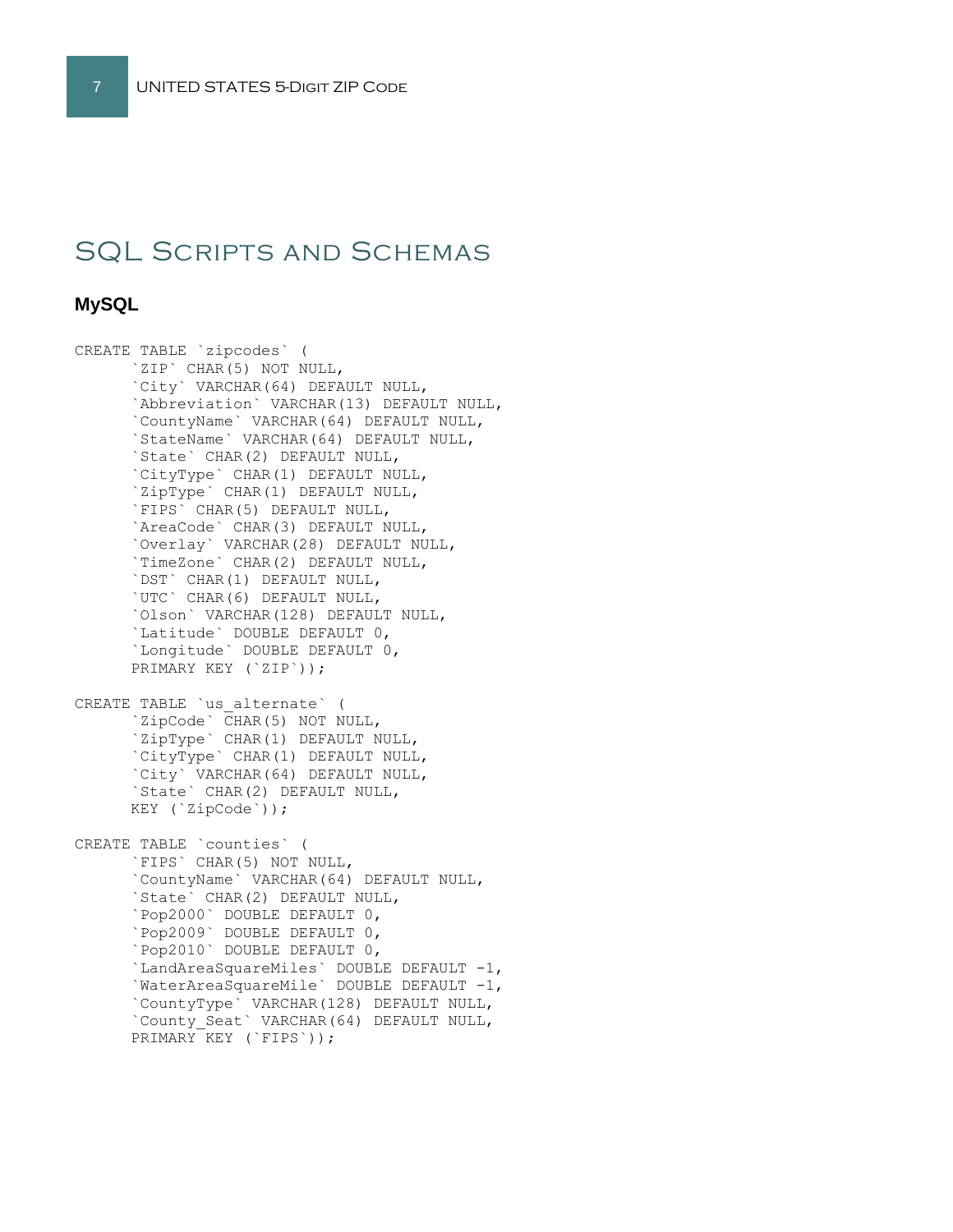# SQL Scripts and Schemas

### MySQL

```
CREATE TABLE `zipcodes` (
      `ZIP` CHAR(5) NOT NULL,
      `City` VARCHAR(64) DEFAULT NULL,
      `Abbreviation` VARCHAR(13) DEFAULT NULL,
      `CountyName` VARCHAR(64) DEFAULT NULL,
      `StateName` VARCHAR(64) DEFAULT NULL,
      `State` CHAR(2) DEFAULT NULL,
      `CityType` CHAR(1) DEFAULT NULL,
      `ZipType` CHAR(1) DEFAULT NULL,
      `FIPS` CHAR(5) DEFAULT NULL,
      `AreaCode` CHAR(3) DEFAULT NULL,
      `Overlay` VARCHAR(28) DEFAULT NULL,
      `TimeZone` CHAR(2) DEFAULT NULL,
      `DST` CHAR(1) DEFAULT NULL,
      `UTC` CHAR(6) DEFAULT NULL,
      `Olson` VARCHAR(128) DEFAULT NULL,
      `Latitude` DOUBLE DEFAULT 0,
      `Longitude` DOUBLE DEFAULT 0,
      PRIMARY KEY (`ZIP`));

CREATE TABLE `us_alternate` (
      `ZipCode` CHAR(5) NOT NULL,
      `ZipType` CHAR(1) DEFAULT NULL,
      `CityType` CHAR(1) DEFAULT NULL,
      `City` VARCHAR(64) DEFAULT NULL,
      `State` CHAR(2) DEFAULT NULL,
      KEY (`ZipCode`));

CREATE TABLE `counties` (
      `FIPS` CHAR(5) NOT NULL,
      `CountyName` VARCHAR(64) DEFAULT NULL,
      `State` CHAR(2) DEFAULT NULL,
      `Pop2000` DOUBLE DEFAULT 0,
      `Pop2009` DOUBLE DEFAULT 0,
      `Pop2010` DOUBLE DEFAULT 0,
      `LandAreaSquareMiles` DOUBLE DEFAULT -1,
      `WaterAreaSquareMile` DOUBLE DEFAULT -1,
      `CountyType` VARCHAR(128) DEFAULT NULL,
      `County_Seat` VARCHAR(64) DEFAULT NULL,
      PRIMARY KEY (`FIPS`));
```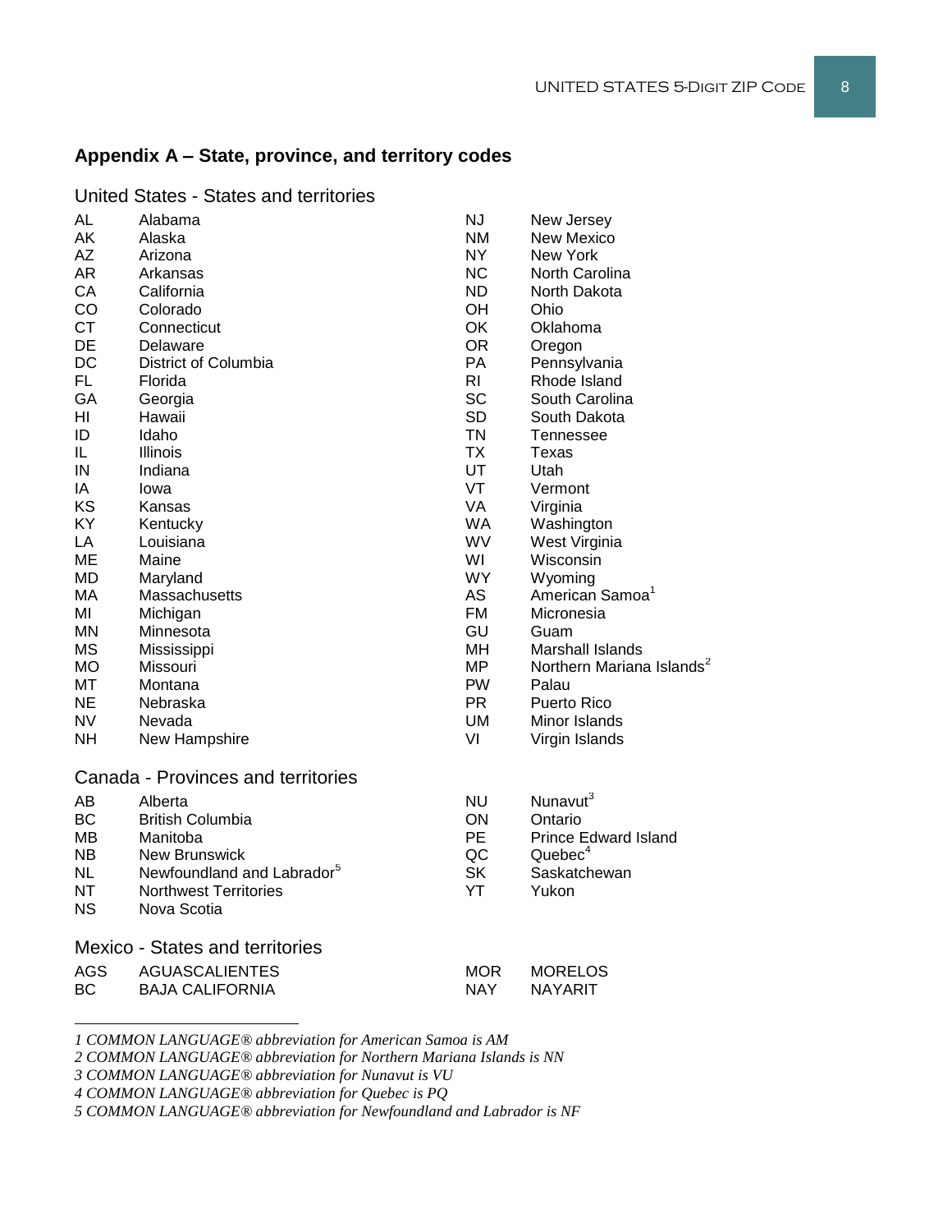## Appendix A – State, province, and territory codes

### United States - States and territories

| Code | Name |
|---|---|
| AL | Alabama |
| AK | Alaska |
| AZ | Arizona |
| AR | Arkansas |
| CA | California |
| CO | Colorado |
| CT | Connecticut |
| DE | Delaware |
| DC | District of Columbia |
| FL | Florida |
| GA | Georgia |
| HI | Hawaii |
| ID | Idaho |
| IL | Illinois |
| IN | Indiana |
| IA | Iowa |
| KS | Kansas |
| KY | Kentucky |
| LA | Louisiana |
| ME | Maine |
| MD | Maryland |
| MA | Massachusetts |
| MI | Michigan |
| MN | Minnesota |
| MS | Mississippi |
| MO | Missouri |
| MT | Montana |
| NE | Nebraska |
| NV | Nevada |
| NH | New Hampshire |
| NJ | New Jersey |
| NM | New Mexico |
| NY | New York |
| NC | North Carolina |
| ND | North Dakota |
| OH | Ohio |
| OK | Oklahoma |
| OR | Oregon |
| PA | Pennsylvania |
| RI | Rhode Island |
| SC | South Carolina |
| SD | South Dakota |
| TN | Tennessee |
| TX | Texas |
| UT | Utah |
| VT | Vermont |
| VA | Virginia |
| WA | Washington |
| WV | West Virgina |
| WI | Wisconsin |
| WY | Wyoming |
| AS | American Samoa[1] |
| FM | Micronesia |
| GU | Guam |
| MH | Marshall Islands |
| MP | Northern Mariana Islands[2] |
| PW | Palau |
| PR | Puerto Rico |
| UM | Minor Islands |
| VI | Virgin Islands |

### Canada - Provinces and territories

| Code | Name |
|---|---|
| AB | Alberta |
| BC | British Columbia |
| MB | Manitoba |
| NB | New Brunswick |
| NL | Newfoundland and Labrador[5] |
| NT | Northwest Territories |
| NS | Nova Scotia |
| NU | Nunavut[3] |
| ON | Ontario |
| PE | Prince Edward Island |
| QC | Quebec[4] |
| SK | Saskatchewan |
| YT | Yukon |

### Mexico - States and territories

| Code | Name |
|---|---|
| AGS | AGUASCALIENTES |
| BC | BAJA CALIFORNIA |
| MOR | MORELOS |
| NAY | NAYARIT |

---

*1 COMMON LANGUAGE® abbreviation for American Samoa is AM*

*2 COMMON LANGUAGE® abbreviation for Northern Mariana Islands is NN*

*3 COMMON LANGUAGE® abbreviation for Nunavut is VU*

*4 COMMON LANGUAGE® abbreviation for Quebec is PQ*

*5 COMMON LANGUAGE® abbreviation for Newfoundland and Labrador is NF*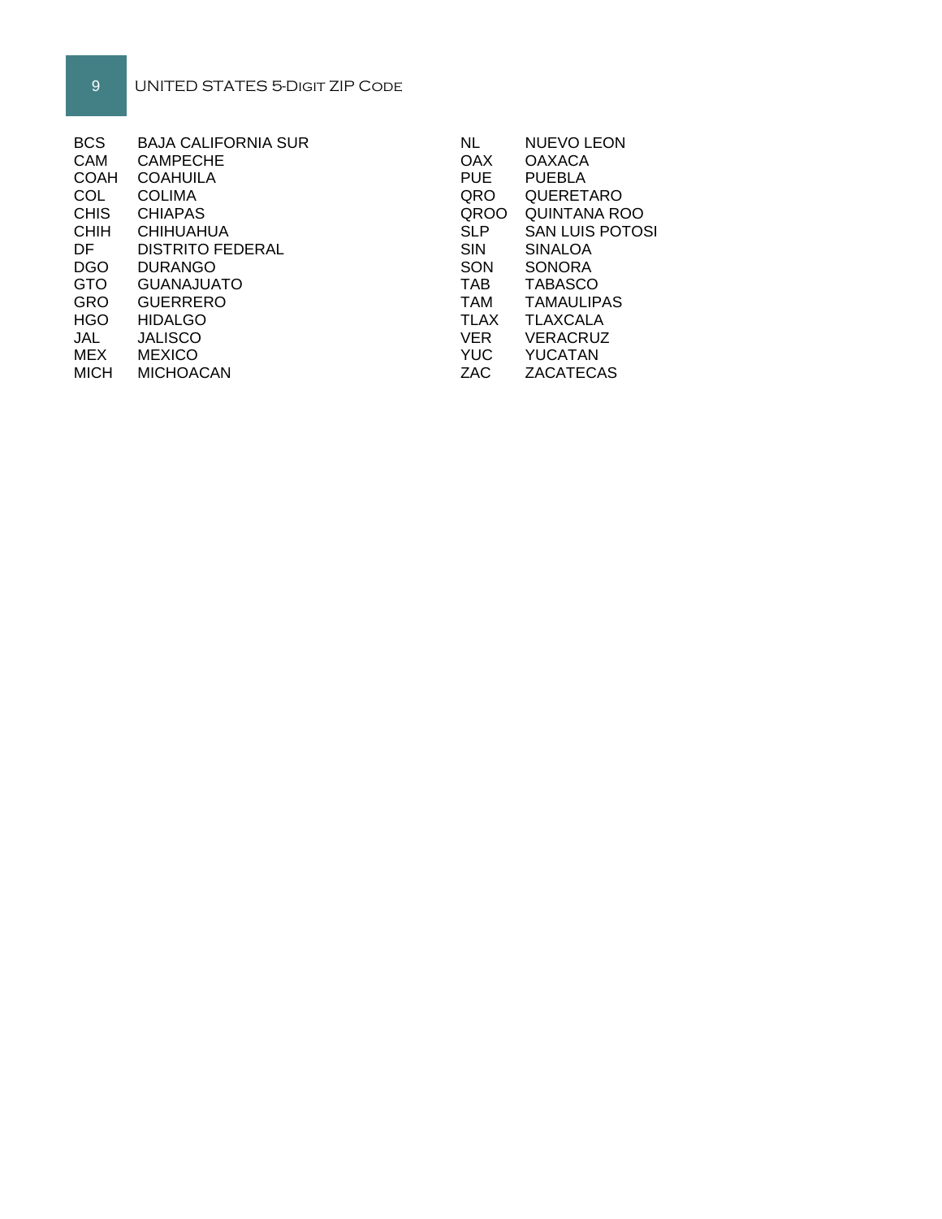| | | | |
|---|---|---|---|
| BCS | BAJA CALIFORNIA SUR | NL | NUEVO LEON |
| CAM | CAMPECHE | OAX | OAXACA |
| COAH | COAHUILA | PUE | PUEBLA |
| COL | COLIMA | QRO | QUERETARO |
| CHIS | CHIAPAS | QROO | QUINTANA ROO |
| CHIH | CHIHUAHUA | SLP | SAN LUIS POTOSI |
| DF | DISTRITO FEDERAL | SIN | SINALOA |
| DGO | DURANGO | SON | SONORA |
| GTO | GUANAJUATO | TAB | TABASCO |
| GRO | GUERRERO | TAM | TAMAULIPAS |
| HGO | HIDALGO | TLAX | TLAXCALA |
| JAL | JALISCO | VER | VERACRUZ |
| MEX | MEXICO | YUC | YUCATAN |
| MICH | MICHOACAN | ZAC | ZACATECAS |